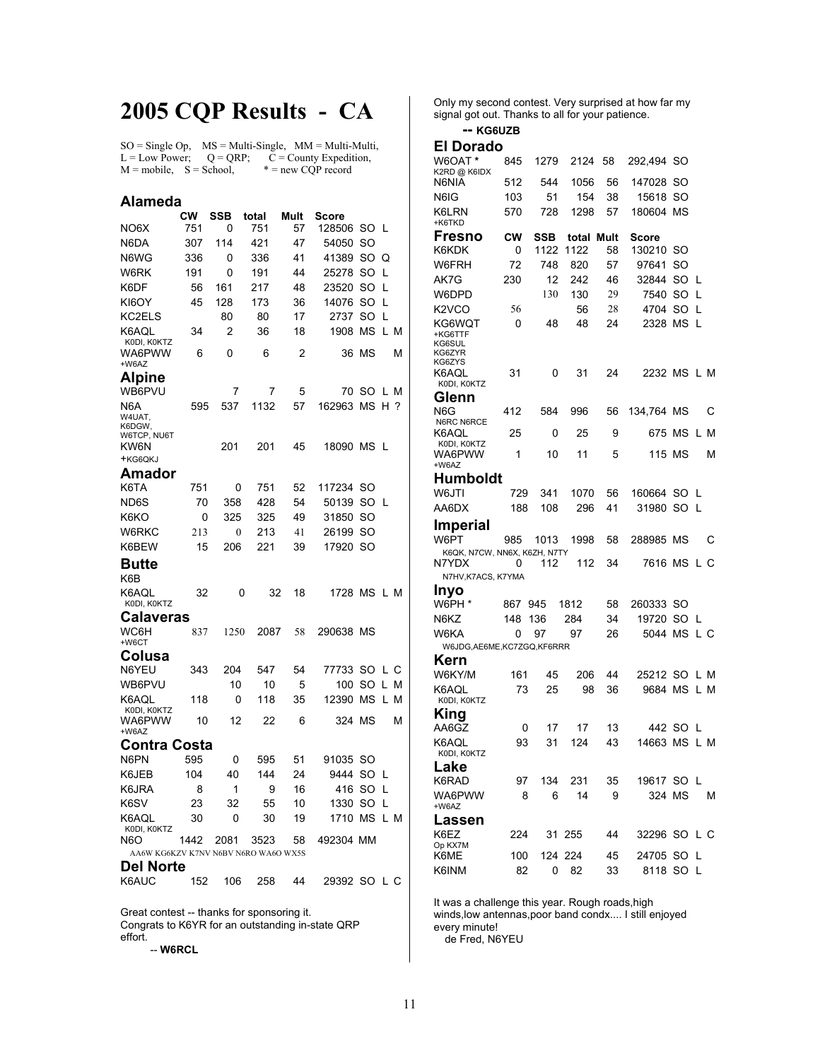# 2005 CQP Results - CA

SO = Single Op, MS = Multi-Single, MM = Multi-Multi,
L = Low Power; Q = QRP; C = County Expedition,
M = mobile, S = School, * = new CQP record

## Alameda

| | CW | SSB | total | Mult | Score | | | |
|---|---|---|---|---|---|---|---|---|
| NO6X | 751 | 0 | 751 | 57 | 128506 | SO | L | |
| N6DA | 307 | 114 | 421 | 47 | 54050 | SO | | |
| N6WG | 336 | 0 | 336 | 41 | 41389 | SO | Q | |
| W6RK | 191 | 0 | 191 | 44 | 25278 | SO | L | |
| K6DF | 56 | 161 | 217 | 48 | 23520 | SO | L | |
| KI6OY | 45 | 128 | 173 | 36 | 14076 | SO | L | |
| KC2ELS | | 80 | 80 | 17 | 2737 | SO | L | |
| K6AQL K0DI, K0KTZ | 34 | 2 | 36 | 18 | 1908 | MS | L | M |
| WA6PWW +W6AZ | 6 | 0 | 6 | 2 | 36 | MS | | M |

## Alpine

| | CW | SSB | total | Mult | Score | | | |
|---|---|---|---|---|---|---|---|---|
| WB6PVU | | 7 | 7 | 5 | 70 | SO | L | M |
| N6A W4UAT, K6DGW, W6TCP, NU6T | 595 | 537 | 1132 | 57 | 162963 | MS | H | ? |
| KW6N +KG6QKJ | | 201 | 201 | 45 | 18090 | MS | L | |

## Amador

| | CW | SSB | total | Mult | Score | | | |
|---|---|---|---|---|---|---|---|---|
| K6TA | 751 | 0 | 751 | 52 | 117234 | SO | | |
| ND6S | 70 | 358 | 428 | 54 | 50139 | SO | L | |
| K6KO | 0 | 325 | 325 | 49 | 31850 | SO | | |
| W6RKC | 213 | 0 | 213 | 41 | 26199 | SO | | |
| K6BEW | 15 | 206 | 221 | 39 | 17920 | SO | | |

## Butte

| | CW | SSB | total | Mult | Score | | | |
|---|---|---|---|---|---|---|---|---|
| K6B | | | | | | | | |
| K6AQL K0DI, K0KTZ | 32 | 0 | 32 | 18 | 1728 | MS | L | M |

## Calaveras

| | CW | SSB | total | Mult | Score | | | |
|---|---|---|---|---|---|---|---|---|
| WC6H +W6CT | 837 | 1250 | 2087 | 58 | 290638 | MS | | |

## Colusa

| | CW | SSB | total | Mult | Score | | | |
|---|---|---|---|---|---|---|---|---|
| N6YEU | 343 | 204 | 547 | 54 | 77733 | SO | L | C |
| WB6PVU | | 10 | 10 | 5 | 100 | SO | L | M |
| K6AQL K0DI, K0KTZ | 118 | 0 | 118 | 35 | 12390 | MS | L | M |
| WA6PWW +W6AZ | 10 | 12 | 22 | 6 | 324 | MS | | M |

## Contra Costa

| | CW | SSB | total | Mult | Score | | | |
|---|---|---|---|---|---|---|---|---|
| N6PN | 595 | 0 | 595 | 51 | 91035 | SO | | |
| K6JEB | 104 | 40 | 144 | 24 | 9444 | SO | L | |
| K6JRA | 8 | 1 | 9 | 16 | 416 | SO | L | |
| K6SV | 23 | 32 | 55 | 10 | 1330 | SO | L | |
| K6AQL K0DI, K0KTZ | 30 | 0 | 30 | 19 | 1710 | MS | L | M |
| N6O AA6W KG6KZV K7NV N6BV N6RO WA6O WX5S | 1442 | 2081 | 3523 | 58 | 492304 | MM | | |

## Del Norte

| | CW | SSB | total | Mult | Score | | | |
|---|---|---|---|---|---|---|---|---|
| K6AUC | 152 | 106 | 258 | 44 | 29392 | SO | L | C |

Great contest -- thanks for sponsoring it.
Congrats to K6YR for an outstanding in-state QRP effort.
-- **W6RCL**

Only my second contest. Very surprised at how far my signal got out. Thanks to all for your patience.
-- **KG6UZB**

## El Dorado

| | CW | SSB | total | Mult | Score | | | |
|---|---|---|---|---|---|---|---|---|
| W6OAT * K2RD @ K6IDX | 845 | 1279 | 2124 | 58 | 292,494 | SO | | |
| N6NIA | 512 | 544 | 1056 | 56 | 147028 | SO | | |
| N6IG | 103 | 51 | 154 | 38 | 15618 | SO | | |
| K6LRN +K6TKD | 570 | 728 | 1298 | 57 | 180604 | MS | | |

## Fresno

| | CW | SSB | total | Mult | Score | | | |
|---|---|---|---|---|---|---|---|---|
| K6KDK | 0 | 1122 | 1122 | 58 | 130210 | SO | | |
| W6FRH | 72 | 748 | 820 | 57 | 97641 | SO | | |
| AK7G | 230 | 12 | 242 | 46 | 32844 | SO | L | |
| W6DPD | | 130 | 130 | 29 | 7540 | SO | L | |
| K2VCO | 56 | | 56 | 28 | 4704 | SO | L | |
| KG6WQT +KG6TTF KG6SUL KG6ZYR KG6ZYS | 0 | 48 | 48 | 24 | 2328 | MS | L | |
| K6AQL K0DI, K0KTZ | 31 | 0 | 31 | 24 | 2232 | MS | L | M |

## Glenn

| | CW | SSB | total | Mult | Score | | | |
|---|---|---|---|---|---|---|---|---|
| N6G N6RC N6RCE | 412 | 584 | 996 | 56 | 134,764 | MS | | C |
| K6AQL K0DI, K0KTZ | 25 | 0 | 25 | 9 | 675 | MS | L | M |
| WA6PWW +W6AZ | 1 | 10 | 11 | 5 | 115 | MS | | M |

## Humboldt

| | CW | SSB | total | Mult | Score | | | |
|---|---|---|---|---|---|---|---|---|
| W6JTI | 729 | 341 | 1070 | 56 | 160664 | SO | L | |
| AA6DX | 188 | 108 | 296 | 41 | 31980 | SO | L | |

## Imperial

| | CW | SSB | total | Mult | Score | | | |
|---|---|---|---|---|---|---|---|---|
| W6PT K6QK, N7CW, NN6X, K6ZH, N7TY | 985 | 1013 | 1998 | 58 | 288985 | MS | | C |
| N7YDX N7HV,K7ACS, K7YMA | 0 | 112 | 112 | 34 | 7616 | MS | L | C |

## Inyo

| | CW | SSB | total | Mult | Score | | | |
|---|---|---|---|---|---|---|---|---|
| W6PH * | 867 | 945 | 1812 | 58 | 260333 | SO | | |
| N6KZ | 148 | 136 | 284 | 34 | 19720 | SO | L | |
| W6KA W6JDG,AE6ME,KC7ZGQ,KF6RRR | 0 | 97 | 97 | 26 | 5044 | MS | L | C |

## Kern

| | CW | SSB | total | Mult | Score | | | |
|---|---|---|---|---|---|---|---|---|
| W6KY/M | 161 | 45 | 206 | 44 | 25212 | SO | L | M |
| K6AQL K0DI, K0KTZ | 73 | 25 | 98 | 36 | 9684 | MS | L | M |

## King

| | CW | SSB | total | Mult | Score | | | |
|---|---|---|---|---|---|---|---|---|
| AA6GZ | 0 | 17 | 17 | 13 | 442 | SO | L | |
| K6AQL K0DI, K0KTZ | 93 | 31 | 124 | 43 | 14663 | MS | L | M |

## Lake

| | CW | SSB | total | Mult | Score | | | |
|---|---|---|---|---|---|---|---|---|
| K6RAD | 97 | 134 | 231 | 35 | 19617 | SO | L | |
| WA6PWW +W6AZ | 8 | 6 | 14 | 9 | 324 | MS | | M |

## Lassen

| | CW | SSB | total | Mult | Score | | | |
|---|---|---|---|---|---|---|---|---|
| K6EZ Op KX7M | 224 | 31 | 255 | 44 | 32296 | SO | L | C |
| K6ME | 100 | 124 | 224 | 45 | 24705 | SO | L | |
| K6INM | 82 | 0 | 82 | 33 | 8118 | SO | L | |

It was a challenge this year. Rough roads,high winds,low antennas,poor band condx.... I still enjoyed every minute!
de Fred, N6YEU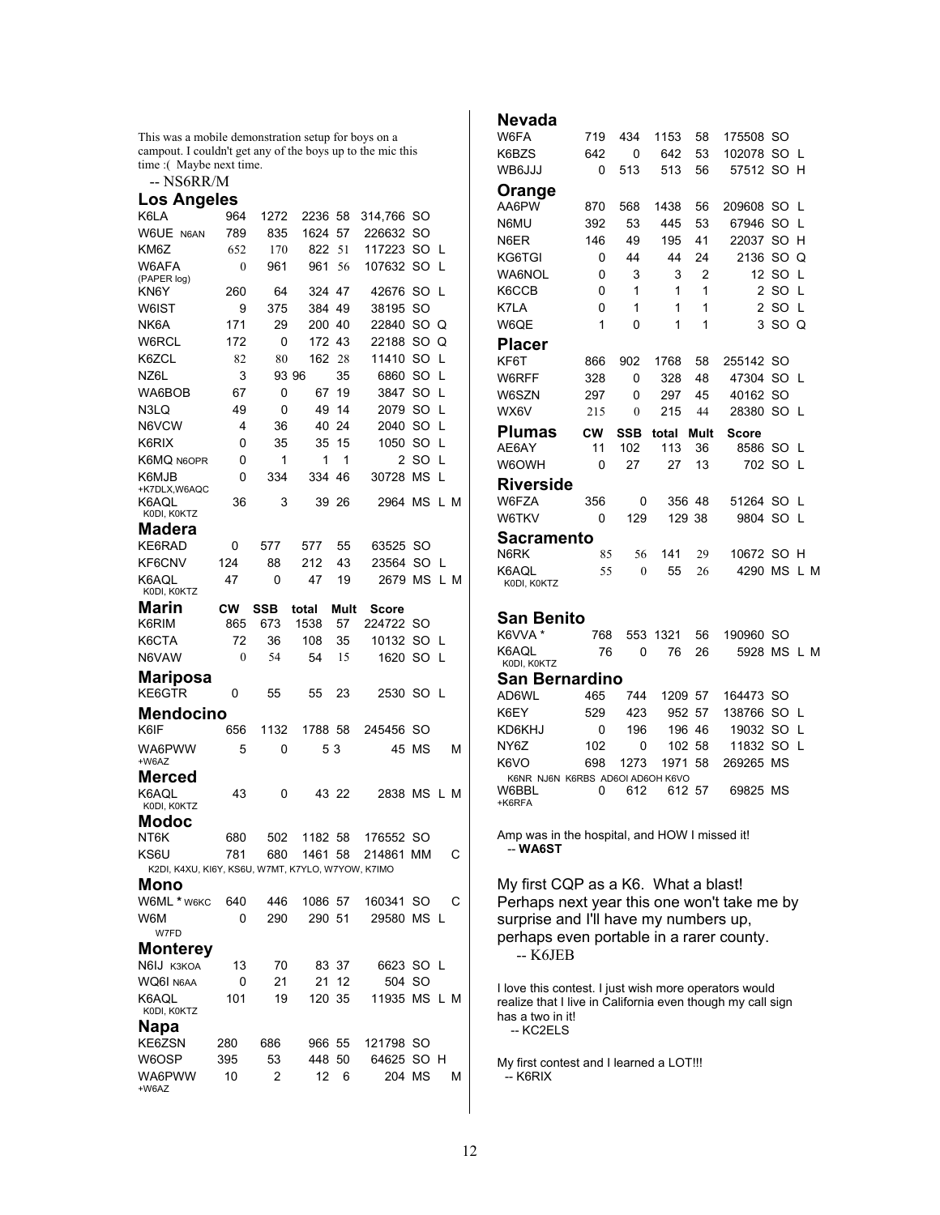This was a mobile demonstration setup for boys on a campout. I couldn't get any of the boys up to the mic this time :( Maybe next time.

-- NS6RR/M

## Los Angeles

| Call | CW | SSB | total | Mult | Score | | | |
|---|---|---|---|---|---|---|---|---|
| K6LA | 964 | 1272 | 2236 | 58 | 314,766 | SO | | |
| W6UE N6AN | 789 | 835 | 1624 | 57 | 226632 | SO | | |
| KM6Z | 652 | 170 | 822 | 51 | 117223 | SO | L | |
| W6AFA (PAPER log) | 0 | 961 | 961 | 56 | 107632 | SO | L | |
| KN6Y | 260 | 64 | 324 | 47 | 42676 | SO | L | |
| W6IST | 9 | 375 | 384 | 49 | 38195 | SO | | |
| NK6A | 171 | 29 | 200 | 40 | 22840 | SO | Q | |
| W6RCL | 172 | 0 | 172 | 43 | 22188 | SO | Q | |
| K6ZCL | 82 | 80 | 162 | 28 | 11410 | SO | L | |
| NZ6L | 3 | 93 | 96 | 35 | 6860 | SO | L | |
| WA6BOB | 67 | 0 | 67 | 19 | 3847 | SO | L | |
| N3LQ | 49 | 0 | 49 | 14 | 2079 | SO | L | |
| N6VCW | 4 | 36 | 40 | 24 | 2040 | SO | L | |
| K6RIX | 0 | 35 | 35 | 15 | 1050 | SO | L | |
| K6MQ N6OPR | 0 | 1 | 1 | 1 | 2 | SO | L | |
| K6MJB +K7DLX,W6AQC | 0 | 334 | 334 | 46 | 30728 | MS | L | |
| K6AQL K0DI, K0KTZ | 36 | 3 | 39 | 26 | 2964 | MS | L | M |

## Madera

| Call | CW | SSB | total | Mult | Score | | | |
|---|---|---|---|---|---|---|---|---|
| KE6RAD | 0 | 577 | 577 | 55 | 63525 | SO | | |
| KF6CNV | 124 | 88 | 212 | 43 | 23564 | SO | L | |
| K6AQL K0DI, K0KTZ | 47 | 0 | 47 | 19 | 2679 | MS | L | M |

## Marin

| Call | CW | SSB | total | Mult | Score | | | |
|---|---|---|---|---|---|---|---|---|
| K6RIM | 865 | 673 | 1538 | 57 | 224722 | SO | | |
| K6CTA | 72 | 36 | 108 | 35 | 10132 | SO | L | |
| N6VAW | 0 | 54 | 54 | 15 | 1620 | SO | L | |

## Mariposa

| Call | CW | SSB | total | Mult | Score | | | |
|---|---|---|---|---|---|---|---|---|
| KE6GTR | 0 | 55 | 55 | 23 | 2530 | SO | L | |

## Mendocino

| Call | CW | SSB | total | Mult | Score | | | |
|---|---|---|---|---|---|---|---|---|
| K6IF | 656 | 1132 | 1788 | 58 | 245456 | SO | | |
| WA6PWW +W6AZ | 5 | 0 | 5 | 3 | 45 | MS | | M |

## Merced

| Call | CW | SSB | total | Mult | Score | | | |
|---|---|---|---|---|---|---|---|---|
| K6AQL K0DI, K0KTZ | 43 | 0 | 43 | 22 | 2838 | MS | L | M |

## Modoc

| Call | CW | SSB | total | Mult | Score | | | |
|---|---|---|---|---|---|---|---|---|
| NT6K | 680 | 502 | 1182 | 58 | 176552 | SO | | |
| KS6U | 781 | 680 | 1461 | 58 | 214861 | MM | | C |

K2DI, K4XU, KI6Y, KS6U, W7MT, K7YLO, W7YOW, K7IMO

## Mono

| Call | CW | SSB | total | Mult | Score | | | |
|---|---|---|---|---|---|---|---|---|
| W6ML * W6KC | 640 | 446 | 1086 | 57 | 160341 | SO | | C |
| W6M W7FD | 0 | 290 | 290 | 51 | 29580 | MS | L | |

## Monterey

| Call | CW | SSB | total | Mult | Score | | | |
|---|---|---|---|---|---|---|---|---|
| N6IJ K3KOA | 13 | 70 | 83 | 37 | 6623 | SO | L | |
| WQ6I N6AA | 0 | 21 | 21 | 12 | 504 | SO | | |
| K6AQL K0DI, K0KTZ | 101 | 19 | 120 | 35 | 11935 | MS | L | M |

## Napa

| Call | CW | SSB | total | Mult | Score | | | |
|---|---|---|---|---|---|---|---|---|
| KE6ZSN | 280 | 686 | 966 | 55 | 121798 | SO | | |
| W6OSP | 395 | 53 | 448 | 50 | 64625 | SO | H | |
| WA6PWW +W6AZ | 10 | 2 | 12 | 6 | 204 | MS | | M |

## Nevada

| Call | CW | SSB | total | Mult | Score | | | |
|---|---|---|---|---|---|---|---|---|
| W6FA | 719 | 434 | 1153 | 58 | 175508 | SO | | |
| K6BZS | 642 | 0 | 642 | 53 | 102078 | SO | L | |
| WB6JJJ | 0 | 513 | 513 | 56 | 57512 | SO | H | |

## Orange

| Call | CW | SSB | total | Mult | Score | | | |
|---|---|---|---|---|---|---|---|---|
| AA6PW | 870 | 568 | 1438 | 56 | 209608 | SO | L | |
| N6MU | 392 | 53 | 445 | 53 | 67946 | SO | L | |
| N6ER | 146 | 49 | 195 | 41 | 22037 | SO | H | |
| KG6TGI | 0 | 44 | 44 | 24 | 2136 | SO | Q | |
| WA6NOL | 0 | 3 | 3 | 2 | 12 | SO | L | |
| K6CCB | 0 | 1 | 1 | 1 | 2 | SO | L | |
| K7LA | 0 | 1 | 1 | 1 | 2 | SO | L | |
| W6QE | 1 | 0 | 1 | 1 | 3 | SO | Q | |

## Placer

| Call | CW | SSB | total | Mult | Score | | | |
|---|---|---|---|---|---|---|---|---|
| KF6T | 866 | 902 | 1768 | 58 | 255142 | SO | | |
| W6RFF | 328 | 0 | 328 | 48 | 47304 | SO | L | |
| W6SZN | 297 | 0 | 297 | 45 | 40162 | SO | | |
| WX6V | 215 | 0 | 215 | 44 | 28380 | SO | L | |

## Plumas

| Call | CW | SSB | total | Mult | Score | | | |
|---|---|---|---|---|---|---|---|---|
| AE6AY | 11 | 102 | 113 | 36 | 8586 | SO | L | |
| W6OWH | 0 | 27 | 27 | 13 | 702 | SO | L | |

## Riverside

| Call | CW | SSB | total | Mult | Score | | | |
|---|---|---|---|---|---|---|---|---|
| W6FZA | 356 | 0 | 356 | 48 | 51264 | SO | L | |
| W6TKV | 0 | 129 | 129 | 38 | 9804 | SO | L | |

## Sacramento

| Call | CW | SSB | total | Mult | Score | | | |
|---|---|---|---|---|---|---|---|---|
| N6RK | 85 | 56 | 141 | 29 | 10672 | SO | H | |
| K6AQL K0DI, K0KTZ | 55 | 0 | 55 | 26 | 4290 | MS | L | M |

## San Benito

| Call | CW | SSB | total | Mult | Score | | | |
|---|---|---|---|---|---|---|---|---|
| K6VVA * | 768 | 553 | 1321 | 56 | 190960 | SO | | |
| K6AQL K0DI, K0KTZ | 76 | 0 | 76 | 26 | 5928 | MS | L | M |

## San Bernardino

| Call | CW | SSB | total | Mult | Score | | | |
|---|---|---|---|---|---|---|---|---|
| AD6WL | 465 | 744 | 1209 | 57 | 164473 | SO | | |
| K6EY | 529 | 423 | 952 | 57 | 138766 | SO | L | |
| KD6KHJ | 0 | 196 | 196 | 46 | 19032 | SO | L | |
| NY6Z | 102 | 0 | 102 | 58 | 11832 | SO | L | |
| K6VO | 698 | 1273 | 1971 | 58 | 269265 | MS | | |
| W6BBL +K6RFA | 0 | 612 | 612 | 57 | 69825 | MS | | |

K6VO: K6NR NJ6N K6RBS AD6OI AD6OH K6VO

Amp was in the hospital, and HOW I missed it!

-- **WA6ST**

My first CQP as a K6. What a blast! Perhaps next year this one won't take me by surprise and I'll have my numbers up, perhaps even portable in a rarer county.

-- K6JEB

I love this contest. I just wish more operators would realize that I live in California even though my call sign has a two in it!

-- KC2ELS

My first contest and I learned a LOT!!!

-- K6RIX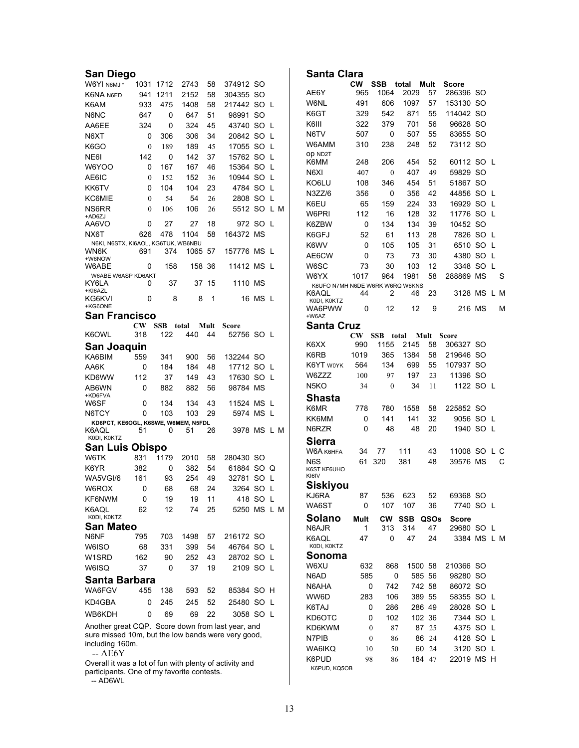## San Diego

| Call | CW | SSB | total | Mult | Score | | | |
|---|---|---|---|---|---|---|---|---|
| W6YI N6MJ * | 1031 | 1712 | 2743 | 58 | 374912 | SO | | |
| K6NA N6ED | 941 | 1211 | 2152 | 58 | 304355 | SO | | |
| K6AM | 933 | 475 | 1408 | 58 | 217442 | SO | L | |
| N6NC | 647 | 0 | 647 | 51 | 98991 | SO | | |
| AA6EE | 324 | 0 | 324 | 45 | 43740 | SO | L | |
| N6XT | 0 | 306 | 306 | 34 | 20842 | SO | L | |
| K6GO | 0 | 189 | 189 | 45 | 17055 | SO | L | |
| NE6I | 142 | 0 | 142 | 37 | 15762 | SO | L | |
| W6YOO | 0 | 167 | 167 | 46 | 15364 | SO | L | |
| AE6IC | 0 | 152 | 152 | 36 | 10944 | SO | L | |
| KK6TV | 0 | 104 | 104 | 23 | 4784 | SO | L | |
| KC6MIE | 0 | 54 | 54 | 26 | 2808 | SO | L | |
| NS6RR +AD6ZJ | 0 | 106 | 106 | 26 | 5512 | SO | L | M |
| AA6VO | 0 | 27 | 27 | 18 | 972 | SO | L | |
| NX6T N6KI, N6STX, KI6AOL, KG6TUK, WB6NBU | 626 | 478 | 1104 | 58 | 164372 | MS | | |
| WN6K +W6NOW | 691 | 374 | 1065 | 57 | 157776 | MS | L | |
| W6ABE W6ABE W6ASP KD6AKT | 0 | 158 | 158 | 36 | 11412 | MS | L | |
| KY6LA +KI6AZL | 0 | 37 | 37 | 15 | 1110 | MS | | |
| KG6KVI +KG6ONE | 0 | 8 | 8 | 1 | 16 | MS | L | |

## San Francisco

| Call | CW | SSB | total | Mult | Score | | |
|---|---|---|---|---|---|---|---|
| K6OWL | 318 | 122 | 440 | 44 | 52756 | SO | L |

## San Joaquin

| Call | CW | SSB | total | Mult | Score | | | |
|---|---|---|---|---|---|---|---|---|
| KA6BIM | 559 | 341 | 900 | 56 | 132244 | SO | | |
| AA6K | 0 | 184 | 184 | 48 | 17712 | SO | L | |
| KD6WW | 112 | 37 | 149 | 43 | 17630 | SO | L | |
| AB6WN +KD6FVA | 0 | 882 | 882 | 56 | 98784 | MS | | |
| W6SF | 0 | 134 | 134 | 43 | 11524 | MS | L | |
| N6TCY KD6PCT, KE6OGL, K6SWE, W6MEM, N5FDL | 0 | 103 | 103 | 29 | 5974 | MS | L | |
| K6AQL K0DI, K0KTZ | 51 | 0 | 51 | 26 | 3978 | MS | L | M |

## San Luis Obispo

| Call | CW | SSB | total | Mult | Score | | | |
|---|---|---|---|---|---|---|---|---|
| W6TK | 831 | 1179 | 2010 | 58 | 280430 | SO | | |
| K6YR | 382 | 0 | 382 | 54 | 61884 | SO | Q | |
| WA5VGI/6 | 161 | 93 | 254 | 49 | 32781 | SO | L | |
| W6ROX | 0 | 68 | 68 | 24 | 3264 | SO | L | |
| KF6NWM | 0 | 19 | 19 | 11 | 418 | SO | L | |
| K6AQL K0DI, K0KTZ | 62 | 12 | 74 | 25 | 5250 | MS | L | M |

## San Mateo

| Call | CW | SSB | total | Mult | Score | | |
|---|---|---|---|---|---|---|---|
| N6NF | 795 | 703 | 1498 | 57 | 216172 | SO | |
| W6ISO | 68 | 331 | 399 | 54 | 46764 | SO | L |
| W1SRD | 162 | 90 | 252 | 43 | 28702 | SO | L |
| W6ISQ | 37 | 0 | 37 | 19 | 2109 | SO | L |

## Santa Barbara

| Call | CW | SSB | total | Mult | Score | | |
|---|---|---|---|---|---|---|---|
| WA6FGV | 455 | 138 | 593 | 52 | 85384 | SO | H |
| KD4GBA | 0 | 245 | 245 | 52 | 25480 | SO | L |
| WB6KDH | 0 | 69 | 69 | 22 | 3058 | SO | L |

Another great CQP. Score down from last year, and sure missed 10m, but the low bands were very good, including 160m.

-- AE6Y

Overall it was a lot of fun with plenty of activity and participants. One of my favorite contests.

-- AD6WL

## Santa Clara

| Call | CW | SSB | total | Mult | Score | | | |
|---|---|---|---|---|---|---|---|---|
| AE6Y | 965 | 1064 | 2029 | 57 | 286396 | SO | | |
| W6NL | 491 | 606 | 1097 | 57 | 153130 | SO | | |
| K6GT | 329 | 542 | 871 | 55 | 114042 | SO | | |
| K6III | 322 | 379 | 701 | 56 | 96628 | SO | | |
| N6TV | 507 | 0 | 507 | 55 | 83655 | SO | | |
| W6AMM op ND2T | 310 | 238 | 248 | 52 | 73112 | SO | | |
| K6MM | 248 | 206 | 454 | 52 | 60112 | SO | L | |
| N6XI | 407 | 0 | 407 | 49 | 59829 | SO | | |
| KO6LU | 108 | 346 | 454 | 51 | 51867 | SO | | |
| N3ZZ/6 | 356 | 0 | 356 | 42 | 44856 | SO | L | |
| K6EU | 65 | 159 | 224 | 33 | 16929 | SO | L | |
| W6PRI | 112 | 16 | 128 | 32 | 11776 | SO | L | |
| K6ZBW | 0 | 134 | 134 | 39 | 10452 | SO | | |
| K6GFJ | 52 | 61 | 113 | 28 | 7826 | SO | L | |
| K6WV | 0 | 105 | 105 | 31 | 6510 | SO | L | |
| AE6CW | 0 | 73 | 73 | 30 | 4380 | SO | L | |
| W6SC | 73 | 30 | 103 | 12 | 3348 | SO | L | |
| W6YX K6UFO N7MH N6DE W6RK W6RQ W6KNS | 1017 | 964 | 1981 | 58 | 288869 | MS | | S |
| K6AQL K0DI, K0KTZ | 44 | 2 | 46 | 23 | 3128 | MS | L | M |
| WA6PWW +W6AZ | 0 | 12 | 12 | 9 | 216 | MS | | M |

## Santa Cruz

| Call | CW | SSB | total | Mult | Score | | |
|---|---|---|---|---|---|---|---|
| K6XX | 990 | 1155 | 2145 | 58 | 306327 | SO | |
| K6RB | 1019 | 365 | 1384 | 58 | 219646 | SO | |
| K6YT W0YK | 564 | 134 | 699 | 55 | 107937 | SO | |
| W6ZZZ | 100 | 97 | 197 | 23 | 11396 | SO | |
| N5KO | 34 | 0 | 34 | 11 | 1122 | SO | L |

## Shasta

| Call | CW | SSB | total | Mult | Score | | |
|---|---|---|---|---|---|---|---|
| K6MR | 778 | 780 | 1558 | 58 | 225852 | SO | |
| KK6MM | 0 | 141 | 141 | 32 | 9056 | SO | L |
| N6RZR | 0 | 48 | 48 | 20 | 1940 | SO | L |

## Sierra

| Call | CW | SSB | total | Mult | Score | | | |
|---|---|---|---|---|---|---|---|---|
| W6A K6HFA | 34 | 77 | 111 | 43 | 11008 | SO | L | C |
| N6S K6ST KF6UHO KI6IV | 61 | 320 | 381 | 48 | 39576 | MS | | C |

## Siskiyou

| Call | CW | SSB | total | Mult | Score | | |
|---|---|---|---|---|---|---|---|
| KJ6RA | 87 | 536 | 623 | 52 | 69368 | SO | |
| WA6ST | 0 | 107 | 107 | 36 | 7740 | SO | L |

## Solano

| Call | Mult | CW | SSB | QSOs | Score | | | |
|---|---|---|---|---|---|---|---|---|
| N6AJR | 1 | 313 | 314 | 47 | 29680 | SO | L | |
| K6AQL K0DI, K0KTZ | 47 | 0 | 47 | 24 | 3384 | MS | L | M |

## Sonoma

| Call | CW | SSB | total | Mult | Score | | |
|---|---|---|---|---|---|---|---|
| W6XU | 632 | 868 | 1500 | 58 | 210366 | SO | |
| N6AD | 585 | 0 | 585 | 56 | 98280 | SO | |
| N6AHA | 0 | 742 | 742 | 58 | 86072 | SO | |
| WW6D | 283 | 106 | 389 | 55 | 58355 | SO | L |
| K6TAJ | 0 | 286 | 286 | 49 | 28028 | SO | L |
| KD6OTC | 0 | 102 | 102 | 36 | 7344 | SO | L |
| KD6KWM | 0 | 87 | 87 | 25 | 4375 | SO | L |
| N7PIB | 0 | 86 | 86 | 24 | 4128 | SO | L |
| WA6IKQ | 10 | 50 | 60 | 24 | 3120 | SO | L |
| K6PUD K6PUD, KQ5OB | 98 | 86 | 184 | 47 | 22019 | MS | H |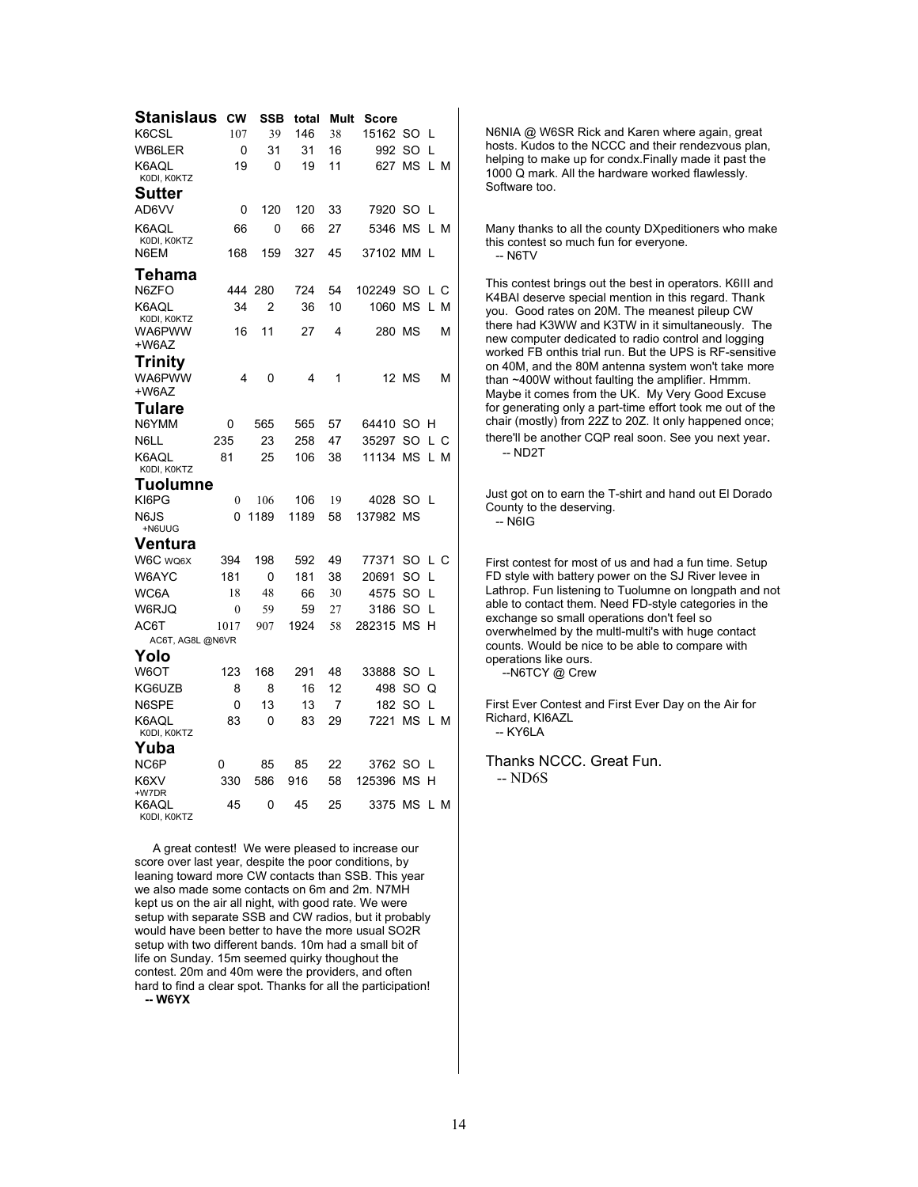| Stanislaus | CW | SSB | total | Mult | Score | | | |
|---|---|---|---|---|---|---|---|---|
| K6CSL | 107 | 39 | 146 | 38 | 15162 | SO | L | |
| WB6LER | 0 | 31 | 31 | 16 | 992 | SO | L | |
| K6AQL K0DI, K0KTZ | 19 | 0 | 19 | 11 | 627 | MS | L | M |
| **Sutter** | | | | | | | | |
| AD6VV | 0 | 120 | 120 | 33 | 7920 | SO | L | |
| K6AQL K0DI, K0KTZ | 66 | 0 | 66 | 27 | 5346 | MS | L | M |
| N6EM | 168 | 159 | 327 | 45 | 37102 | MM | L | |
| **Tehama** | | | | | | | | |
| N6ZFO | 444 | 280 | 724 | 54 | 102249 | SO | L | C |
| K6AQL K0DI, K0KTZ | 34 | 2 | 36 | 10 | 1060 | MS | L | M |
| WA6PWW +W6AZ | 16 | 11 | 27 | 4 | 280 | MS | | M |
| **Trinity** | | | | | | | | |
| WA6PWW +W6AZ | 4 | 0 | 4 | 1 | 12 | MS | | M |
| **Tulare** | | | | | | | | |
| N6YMM | 0 | 565 | 565 | 57 | 64410 | SO | H | |
| N6LL | 235 | 23 | 258 | 47 | 35297 | SO | L | C |
| K6AQL K0DI, K0KTZ | 81 | 25 | 106 | 38 | 11134 | MS | L | M |
| **Tuolumne** | | | | | | | | |
| KI6PG | 0 | 106 | 106 | 19 | 4028 | SO | L | |
| N6JS +N6UUG | 0 | 1189 | 1189 | 58 | 137982 | MS | | |
| **Ventura** | | | | | | | | |
| W6C WQ6X | 394 | 198 | 592 | 49 | 77371 | SO | L | C |
| W6AYC | 181 | 0 | 181 | 38 | 20691 | SO | L | |
| WC6A | 18 | 48 | 66 | 30 | 4575 | SO | L | |
| W6RJQ | 0 | 59 | 59 | 27 | 3186 | SO | L | |
| AC6T AC6T, AG8L @N6VR | 1017 | 907 | 1924 | 58 | 282315 | MS | H | |
| **Yolo** | | | | | | | | |
| W6OT | 123 | 168 | 291 | 48 | 33888 | SO | L | |
| KG6UZB | 8 | 8 | 16 | 12 | 498 | SO | Q | |
| N6SPE | 0 | 13 | 13 | 7 | 182 | SO | L | |
| K6AQL K0DI, K0KTZ | 83 | 0 | 83 | 29 | 7221 | MS | L | M |
| **Yuba** | | | | | | | | |
| NC6P | 0 | 85 | 85 | 22 | 3762 | SO | L | |
| K6XV +W7DR | 330 | 586 | 916 | 58 | 125396 | MS | H | |
| K6AQL K0DI, K0KTZ | 45 | 0 | 45 | 25 | 3375 | MS | L | M |

A great contest! We were pleased to increase our score over last year, despite the poor conditions, by leaning toward more CW contacts than SSB. This year we also made some contacts on 6m and 2m. N7MH kept us on the air all night, with good rate. We were setup with separate SSB and CW radios, but it probably would have been better to have the more usual SO2R setup with two different bands. 10m had a small bit of life on Sunday. 15m seemed quirky thoughout the contest. 20m and 40m were the providers, and often hard to find a clear spot. Thanks for all the participation!
**-- W6YX**

N6NIA @ W6SR Rick and Karen where again, great hosts. Kudos to the NCCC and their rendezvous plan, helping to make up for condx.Finally made it past the 1000 Q mark. All the hardware worked flawlessly. Software too.

Many thanks to all the county DXpeditioners who make this contest so much fun for everyone.
-- N6TV

This contest brings out the best in operators. K6III and K4BAI deserve special mention in this regard. Thank you. Good rates on 20M. The meanest pileup CW there had K3WW and K3TW in it simultaneously. The new computer dedicated to radio control and logging worked FB onthis trial run. But the UPS is RF-sensitive on 40M, and the 80M antenna system won't take more than ~400W without faulting the amplifier. Hmmm. Maybe it comes from the UK. My Very Good Excuse for generating only a part-time effort took me out of the chair (mostly) from 22Z to 20Z. It only happened once; there'll be another CQP real soon. See you next year.
-- ND2T

Just got on to earn the T-shirt and hand out El Dorado County to the deserving.
-- N6IG

First contest for most of us and had a fun time. Setup FD style with battery power on the SJ River levee in Lathrop. Fun listening to Tuolumne on longpath and not able to contact them. Need FD-style categories in the exchange so small operations don't feel so overwhelmed by the multl-multi's with huge contact counts. Would be nice to be able to compare with operations like ours.
--N6TCY @ Crew

First Ever Contest and First Ever Day on the Air for Richard, KI6AZL
-- KY6LA

Thanks NCCC. Great Fun.
-- ND6S